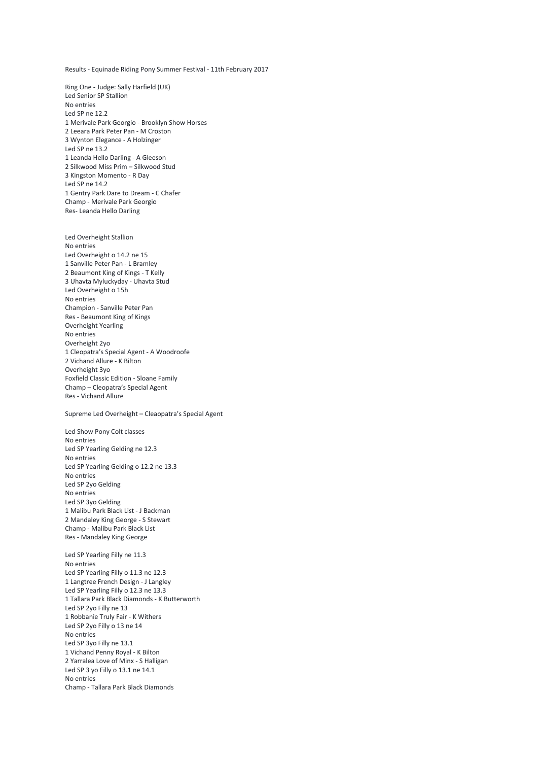Results - Equinade Riding Pony Summer Festival - 11th February 2017

Ring One - Judge: Sally Harfield (UK)
Led Senior SP Stallion
No entries
Led SP ne 12.2
1 Merivale Park Georgio - Brooklyn Show Horses
2 Leeara Park Peter Pan - M Croston
3 Wynton Elegance - A Holzinger
Led SP ne 13.2
1 Leanda Hello Darling - A Gleeson
2 Silkwood Miss Prim – Silkwood Stud
3 Kingston Momento - R Day
Led SP ne 14.2
1 Gentry Park Dare to Dream - C Chafer
Champ - Merivale Park Georgio
Res- Leanda Hello Darling

Led Overheight Stallion
No entries
Led Overheight o 14.2 ne 15
1 Sanville Peter Pan - L Bramley
2 Beaumont King of Kings - T Kelly
3 Uhavta Myluckyday - Uhavta Stud
Led Overheight o 15h
No entries
Champion - Sanville Peter Pan
Res - Beaumont King of Kings
Overheight Yearling
No entries
Overheight 2yo
1 Cleopatra's Special Agent - A Woodroofe
2 Vichand Allure - K Bilton
Overheight 3yo
Foxfield Classic Edition - Sloane Family
Champ – Cleopatra's Special Agent
Res - Vichand Allure

Supreme Led Overheight – Cleaopatra's Special Agent

Led Show Pony Colt classes
No entries
Led SP Yearling Gelding ne 12.3
No entries
Led SP Yearling Gelding o 12.2 ne 13.3
No entries
Led SP 2yo Gelding
No entries
Led SP 3yo Gelding
1 Malibu Park Black List - J Backman
2 Mandaley King George - S Stewart
Champ - Malibu Park Black List
Res - Mandaley King George

Led SP Yearling Filly ne 11.3
No entries
Led SP Yearling Filly o 11.3 ne 12.3
1 Langtree French Design - J Langley
Led SP Yearling Filly o 12.3 ne 13.3
1 Tallara Park Black Diamonds - K Butterworth
Led SP 2yo Filly ne 13
1 Robbanie Truly Fair - K Withers
Led SP 2yo Filly o 13 ne 14
No entries
Led SP 3yo Filly ne 13.1
1 Vichand Penny Royal - K Bilton
2 Yarralea Love of Minx - S Halligan
Led SP 3 yo Filly o 13.1 ne 14.1
No entries
Champ - Tallara Park Black Diamonds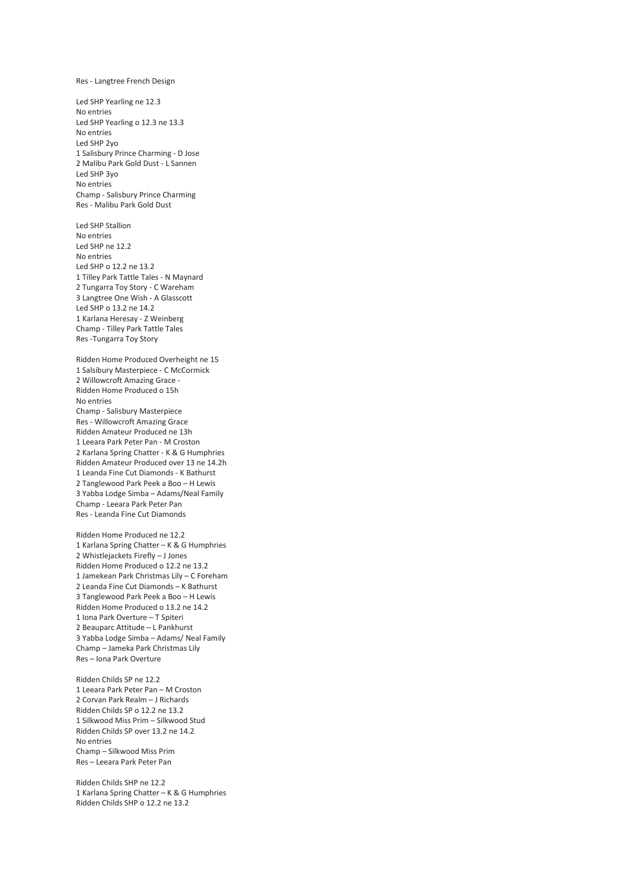Res - Langtree French Design

Led SHP Yearling ne 12.3
No entries
Led SHP Yearling o 12.3 ne 13.3
No entries
Led SHP 2yo
1 Salisbury Prince Charming - D Jose
2 Malibu Park Gold Dust - L Sannen
Led SHP 3yo
No entries
Champ - Salisbury Prince Charming
Res - Malibu Park Gold Dust

Led SHP Stallion
No entries
Led SHP ne 12.2
No entries
Led SHP o 12.2 ne 13.2
1 Tilley Park Tattle Tales - N Maynard
2 Tungarra Toy Story - C Wareham
3 Langtree One Wish - A Glasscott
Led SHP o 13.2 ne 14.2
1 Karlana Heresay - Z Weinberg
Champ - Tilley Park Tattle Tales
Res -Tungarra Toy Story

Ridden Home Produced Overheight ne 15
1 Salsibury Masterpiece - C McCormick
2 Willowcroft Amazing Grace -
Ridden Home Produced o 15h
No entries
Champ - Salisbury Masterpiece
Res - Willowcroft Amazing Grace
Ridden Amateur Produced ne 13h
1 Leeara Park Peter Pan - M Croston
2 Karlana Spring Chatter - K & G Humphries
Ridden Amateur Produced over 13 ne 14.2h
1 Leanda Fine Cut Diamonds - K Bathurst
2 Tanglewood Park Peek a Boo – H Lewis
3 Yabba Lodge Simba – Adams/Neal Family
Champ - Leeara Park Peter Pan
Res - Leanda Fine Cut Diamonds

Ridden Home Produced ne 12.2
1 Karlana Spring Chatter – K & G Humphries
2 Whistlejackets Firefly – J Jones
Ridden Home Produced o 12.2 ne 13.2
1 Jamekean Park Christmas Lily – C Foreham
2 Leanda Fine Cut Diamonds – K Bathurst
3 Tanglewood Park Peek a Boo – H Lewis
Ridden Home Produced o 13.2 ne 14.2
1 Iona Park Overture – T Spiteri
2 Beauparc Attitude – L Pankhurst
3 Yabba Lodge Simba – Adams/ Neal Family
Champ – Jameka Park Christmas Lily
Res – Iona Park Overture

Ridden Childs SP ne 12.2
1 Leeara Park Peter Pan – M Croston
2 Corvan Park Realm – J Richards
Ridden Childs SP o 12.2 ne 13.2
1 Silkwood Miss Prim – Silkwood Stud
Ridden Childs SP over 13.2 ne 14.2
No entries
Champ – Silkwood Miss Prim
Res – Leeara Park Peter Pan

Ridden Childs SHP ne 12.2
1 Karlana Spring Chatter – K & G Humphries
Ridden Childs SHP o 12.2 ne 13.2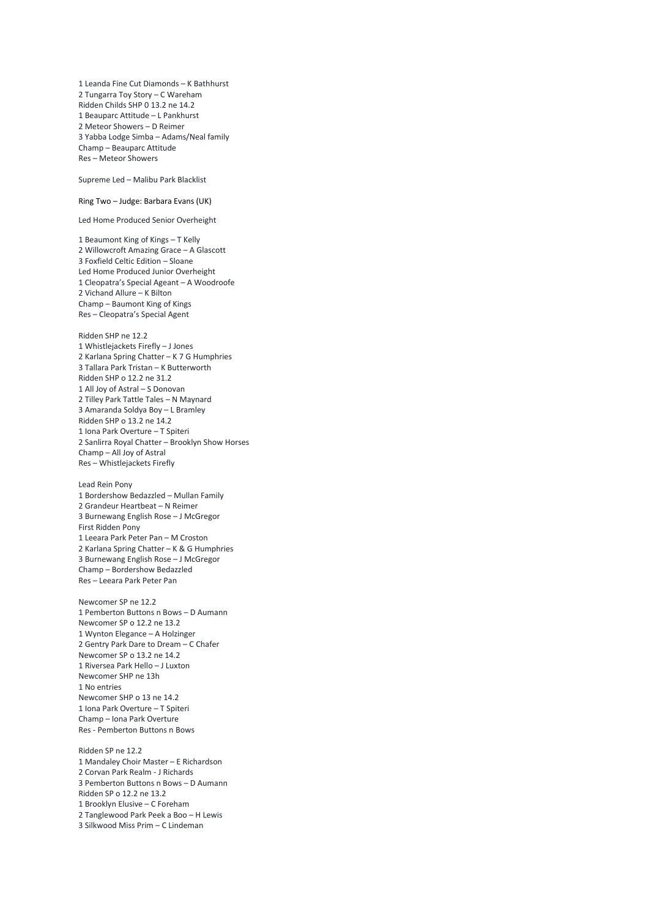1 Leanda Fine Cut Diamonds – K Bathhurst
2 Tungarra Toy Story – C Wareham
Ridden Childs SHP 0 13.2 ne 14.2
1 Beauparc Attitude – L Pankhurst
2 Meteor Showers – D Reimer
3 Yabba Lodge Simba – Adams/Neal family
Champ – Beauparc Attitude
Res – Meteor Showers

Supreme Led – Malibu Park Blacklist

Ring Two – Judge: Barbara Evans (UK)

Led Home Produced Senior Overheight

1 Beaumont King of Kings – T Kelly
2 Willowcroft Amazing Grace – A Glascott
3 Foxfield Celtic Edition – Sloane
Led Home Produced Junior Overheight
1 Cleopatra's Special Ageant – A Woodroofe
2 Vichand Allure – K Bilton
Champ – Baumont King of Kings
Res – Cleopatra's Special Agent

Ridden SHP ne 12.2
1 Whistlejackets Firefly – J Jones
2 Karlana Spring Chatter – K 7 G Humphries
3 Tallara Park Tristan – K Butterworth
Ridden SHP o 12.2 ne 31.2
1 All Joy of Astral – S Donovan
2 Tilley Park Tattle Tales – N Maynard
3 Amaranda Soldya Boy – L Bramley
Ridden SHP o 13.2 ne 14.2
1 Iona Park Overture – T Spiteri
2 Sanlirra Royal Chatter – Brooklyn Show Horses
Champ – All Joy of Astral
Res – Whistlejackets Firefly

Lead Rein Pony
1 Bordershow Bedazzled – Mullan Family
2 Grandeur Heartbeat – N Reimer
3 Burnewang English Rose – J McGregor
First Ridden Pony
1 Leeara Park Peter Pan – M Croston
2 Karlana Spring Chatter – K & G Humphries
3 Burnewang English Rose – J McGregor
Champ – Bordershow Bedazzled
Res – Leeara Park Peter Pan

Newcomer SP ne 12.2
1 Pemberton Buttons n Bows – D Aumann
Newcomer SP o 12.2 ne 13.2
1 Wynton Elegance – A Holzinger
2 Gentry Park Dare to Dream – C Chafer
Newcomer SP o 13.2 ne 14.2
1 Riversea Park Hello – J Luxton
Newcomer SHP ne 13h
1 No entries
Newcomer SHP o 13 ne 14.2
1 Iona Park Overture – T Spiteri
Champ – Iona Park Overture
Res - Pemberton Buttons n Bows

Ridden SP ne 12.2
1 Mandaley Choir Master – E Richardson
2 Corvan Park Realm - J Richards
3 Pemberton Buttons n Bows – D Aumann
Ridden SP o 12.2 ne 13.2
1 Brooklyn Elusive – C Foreham
2 Tanglewood Park Peek a Boo – H Lewis
3 Silkwood Miss Prim – C Lindeman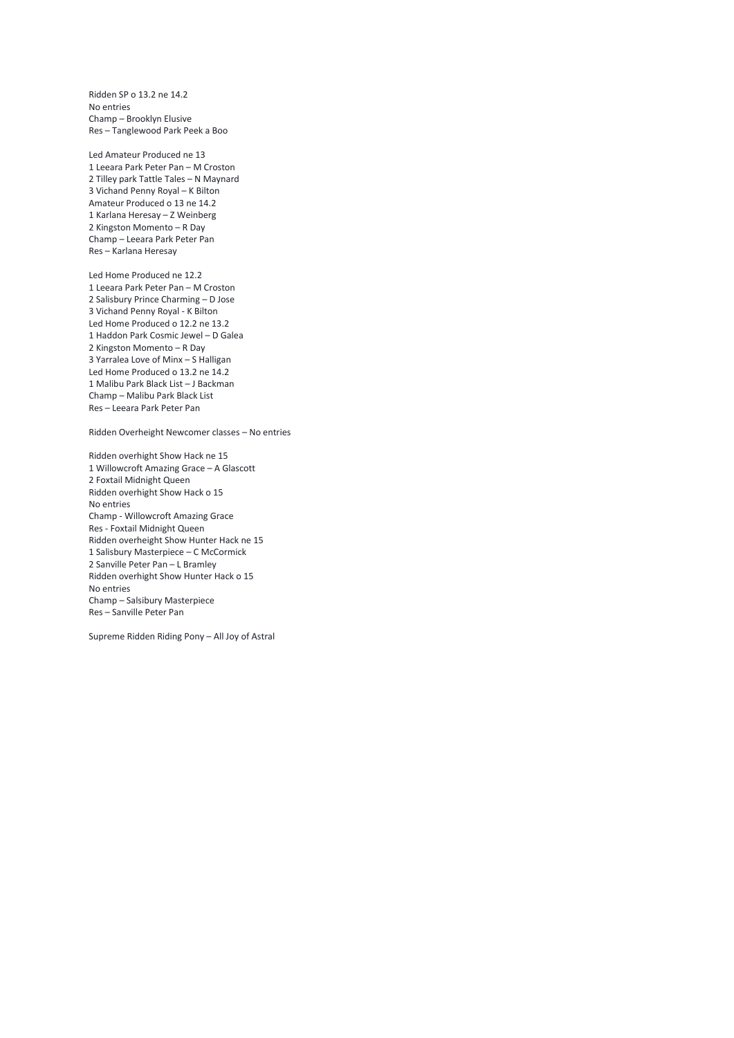Ridden SP o 13.2 ne 14.2
No entries
Champ – Brooklyn Elusive
Res – Tanglewood Park Peek a Boo

Led Amateur Produced ne 13
1 Leeara Park Peter Pan – M Croston
2 Tilley park Tattle Tales – N Maynard
3 Vichand Penny Royal – K Bilton
Amateur Produced o 13 ne 14.2
1 Karlana Heresay – Z Weinberg
2 Kingston Momento – R Day
Champ – Leeara Park Peter Pan
Res – Karlana Heresay

Led Home Produced ne 12.2
1 Leeara Park Peter Pan – M Croston
2 Salisbury Prince Charming – D Jose
3 Vichand Penny Royal - K Bilton
Led Home Produced o 12.2 ne 13.2
1 Haddon Park Cosmic Jewel – D Galea
2 Kingston Momento – R Day
3 Yarralea Love of Minx – S Halligan
Led Home Produced o 13.2 ne 14.2
1 Malibu Park Black List – J Backman
Champ – Malibu Park Black List
Res – Leeara Park Peter Pan

Ridden Overheight Newcomer classes – No entries

Ridden overhight Show Hack ne 15
1 Willowcroft Amazing Grace – A Glascott
2 Foxtail Midnight Queen
Ridden overhight Show Hack o 15
No entries
Champ - Willowcroft Amazing Grace
Res - Foxtail Midnight Queen
Ridden overheight Show Hunter Hack ne 15
1 Salisbury Masterpiece – C McCormick
2 Sanville Peter Pan – L Bramley
Ridden overhight Show Hunter Hack o 15
No entries
Champ – Salsisbury Masterpiece
Res – Sanville Peter Pan

Supreme Ridden Riding Pony – All Joy of Astral